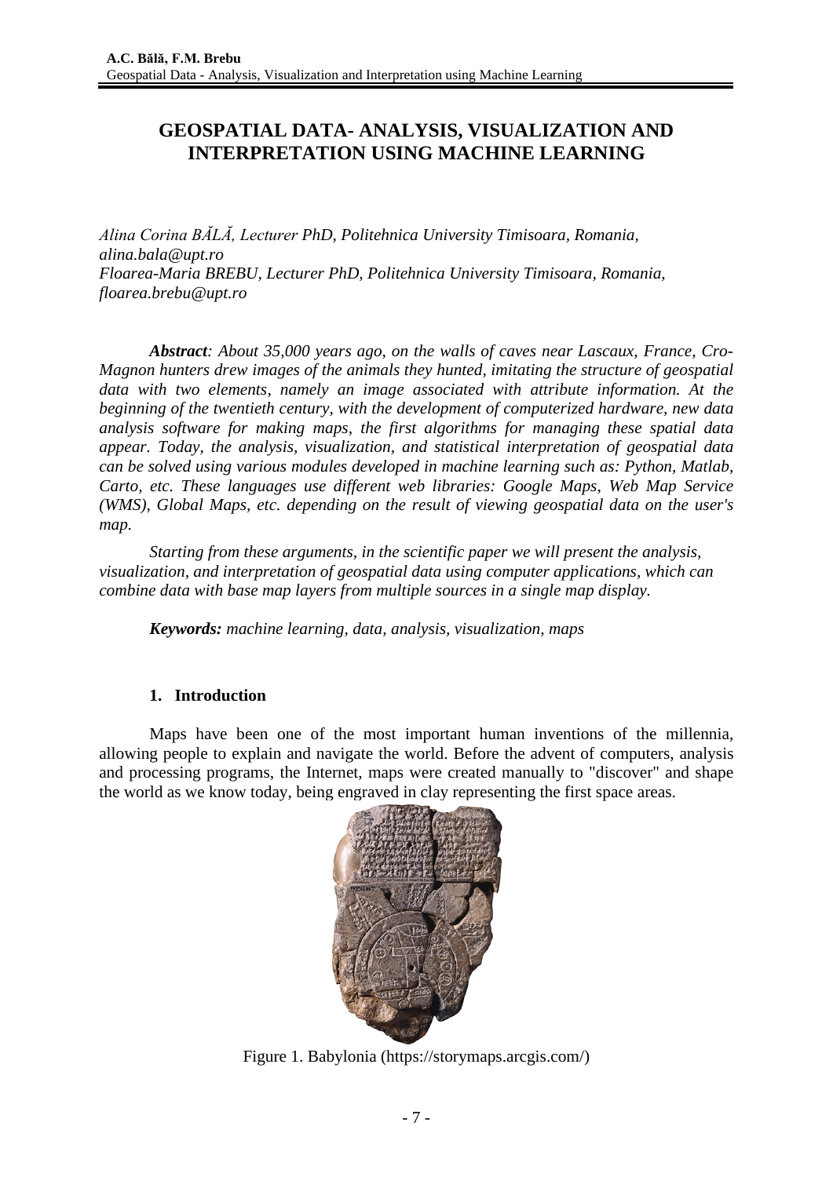# GEOSPATIAL DATA- ANALYSIS, VISUALIZATION AND INTERPRETATION USING MACHINE LEARNING

*Alina Corina BĂLĂ, Lecturer PhD, Politehnica University Timisoara, Romania, alina.bala@upt.ro*
*Floarea-Maria BREBU, Lecturer PhD, Politehnica University Timisoara, Romania, floarea.brebu@upt.ro*

***Abstract**: About 35,000 years ago, on the walls of caves near Lascaux, France, Cro-Magnon hunters drew images of the animals they hunted, imitating the structure of geospatial data with two elements, namely an image associated with attribute information. At the beginning of the twentieth century, with the development of computerized hardware, new data analysis software for making maps, the first algorithms for managing these spatial data appear. Today, the analysis, visualization, and statistical interpretation of geospatial data can be solved using various modules developed in machine learning such as: Python, Matlab, Carto, etc. These languages use different web libraries: Google Maps, Web Map Service (WMS), Global Maps, etc. depending on the result of viewing geospatial data on the user's map.*

*Starting from these arguments, in the scientific paper we will present the analysis, visualization, and interpretation of geospatial data using computer applications, which can combine data with base map layers from multiple sources in a single map display.*

***Keywords:** machine learning, data, analysis, visualization, maps*

## 1. Introduction

Maps have been one of the most important human inventions of the millennia, allowing people to explain and navigate the world. Before the advent of computers, analysis and processing programs, the Internet, maps were created manually to "discover" and shape the world as we know today, being engraved in clay representing the first space areas.

Figure 1. Babylonia (https://storymaps.arcgis.com/)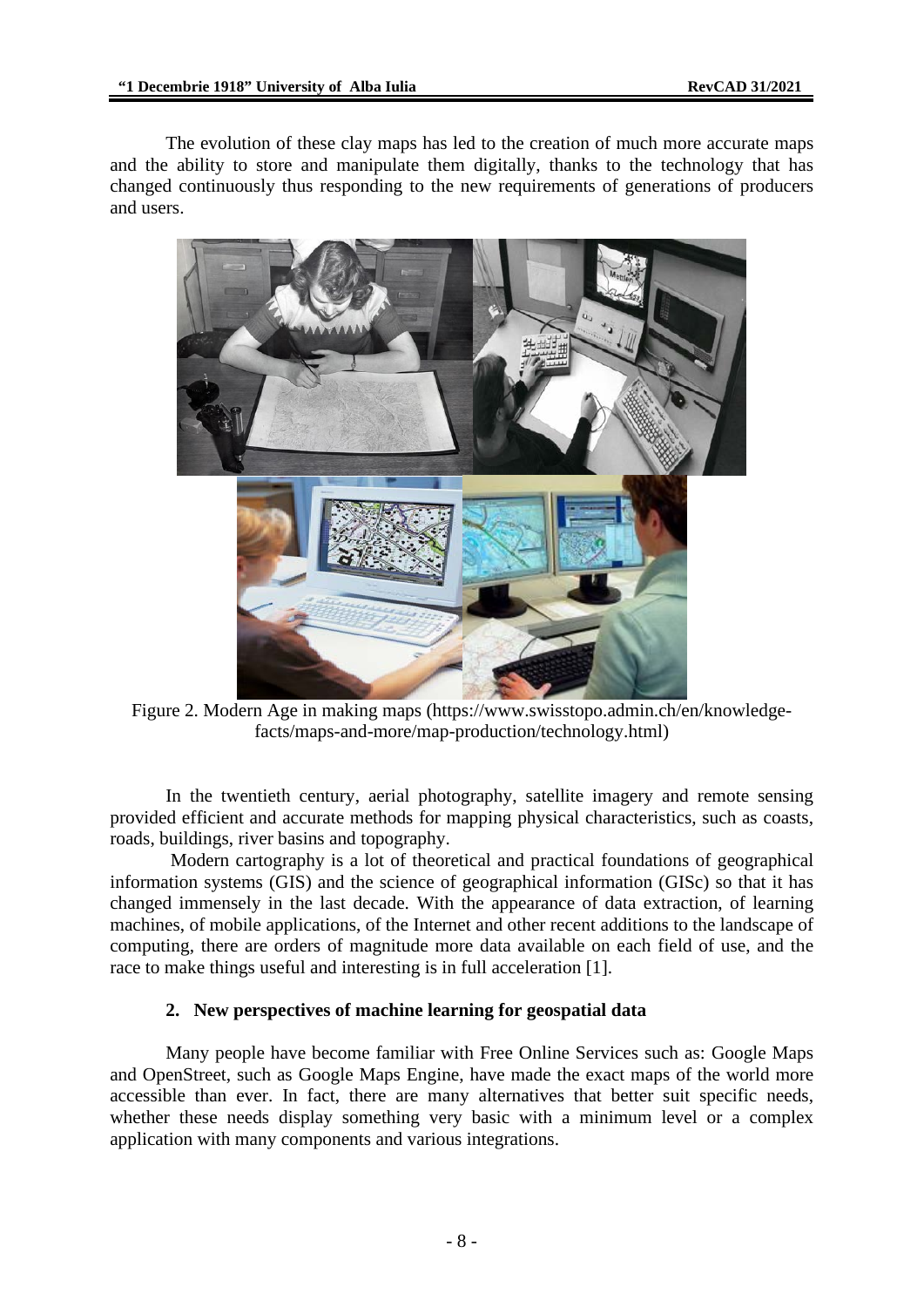The evolution of these clay maps has led to the creation of much more accurate maps and the ability to store and manipulate them digitally, thanks to the technology that has changed continuously thus responding to the new requirements of generations of producers and users.

Figure 2. Modern Age in making maps (https://www.swisstopo.admin.ch/en/knowledge-facts/maps-and-more/map-production/technology.html)

In the twentieth century, aerial photography, satellite imagery and remote sensing provided efficient and accurate methods for mapping physical characteristics, such as coasts, roads, buildings, river basins and topography.

Modern cartography is a lot of theoretical and practical foundations of geographical information systems (GIS) and the science of geographical information (GISc) so that it has changed immensely in the last decade. With the appearance of data extraction, of learning machines, of mobile applications, of the Internet and other recent additions to the landscape of computing, there are orders of magnitude more data available on each field of use, and the race to make things useful and interesting is in full acceleration [1].

## 2. New perspectives of machine learning for geospatial data

Many people have become familiar with Free Online Services such as: Google Maps and OpenStreet, such as Google Maps Engine, have made the exact maps of the world more accessible than ever. In fact, there are many alternatives that better suit specific needs, whether these needs display something very basic with a minimum level or a complex application with many components and various integrations.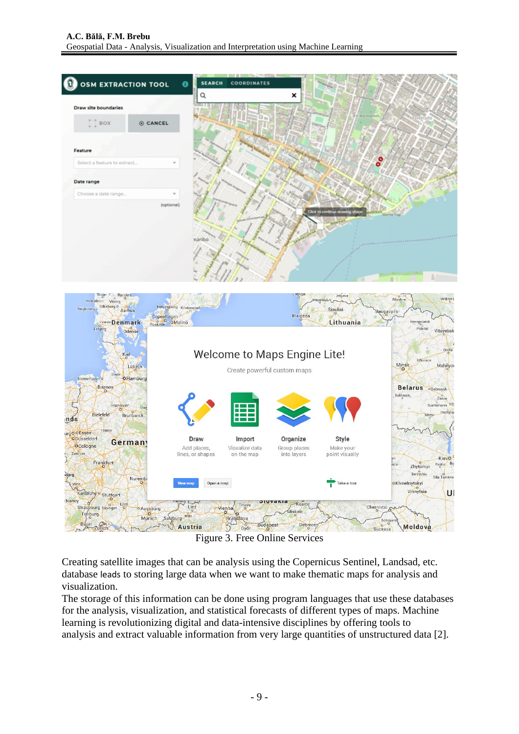Figure 3. Free Online Services

Creating satellite images that can be analysis using the Copernicus Sentinel, Landsat, etc. database leads to storing large data when we want to make thematic maps for analysis and visualization.
The storage of this information can be done using program languages that use these databases for the analysis, visualization, and statistical forecasts of different types of maps. Machine learning is revolutionizing digital and data-intensive disciplines by offering tools to analysis and extract valuable information from very large quantities of unstructured data [2].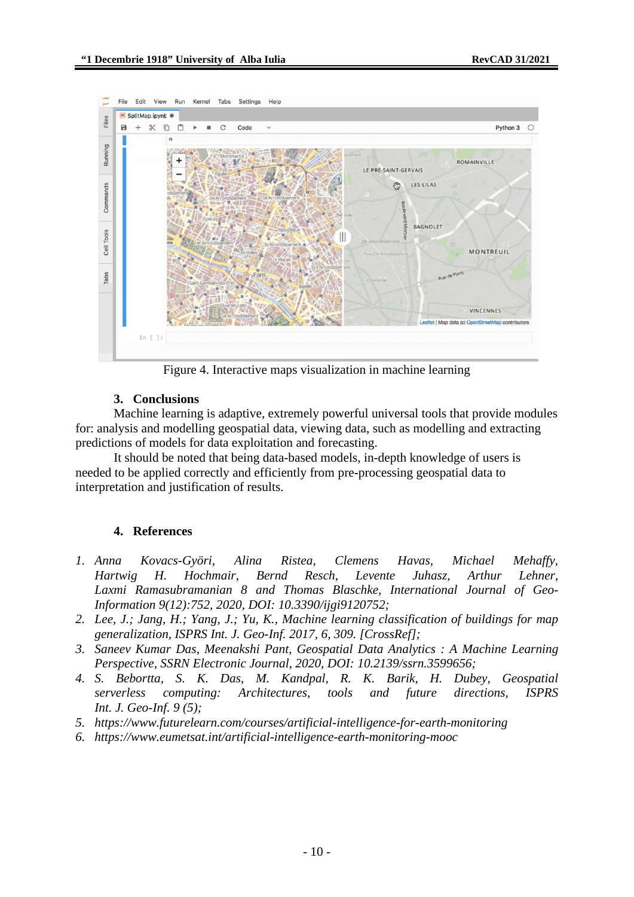Figure 4. Interactive maps visualization in machine learning

## 3. Conclusions

Machine learning is adaptive, extremely powerful universal tools that provide modules for: analysis and modelling geospatial data, viewing data, such as modelling and extracting predictions of models for data exploitation and forecasting.

It should be noted that being data-based models, in-depth knowledge of users is needed to be applied correctly and efficiently from pre-processing geospatial data to interpretation and justification of results.

## 4. References

1. *Anna Kovacs-Györi, Alina Ristea, Clemens Havas, Michael Mehaffy, Hartwig H. Hochmair, Bernd Resch, Levente Juhasz, Arthur Lehner, Laxmi Ramasubramanian 8 and Thomas Blaschke, International Journal of Geo-Information 9(12):752, 2020, DOI: 10.3390/ijgi9120752;*
2. *Lee, J.; Jang, H.; Yang, J.; Yu, K., Machine learning classification of buildings for map generalization, ISPRS Int. J. Geo-Inf. 2017, 6, 309. [CrossRef];*
3. *Saneev Kumar Das, Meenakshi Pant, Geospatial Data Analytics : A Machine Learning Perspective, SSRN Electronic Journal, 2020, DOI: 10.2139/ssrn.3599656;*
4. *S. Bebortta, S. K. Das, M. Kandpal, R. K. Barik, H. Dubey, Geospatial serverless computing: Architectures, tools and future directions, ISPRS Int. J. Geo-Inf. 9 (5);*
5. *https://www.futurelearn.com/courses/artificial-intelligence-for-earth-monitoring*
6. *https://www.eumetsat.int/artificial-intelligence-earth-monitoring-mooc*